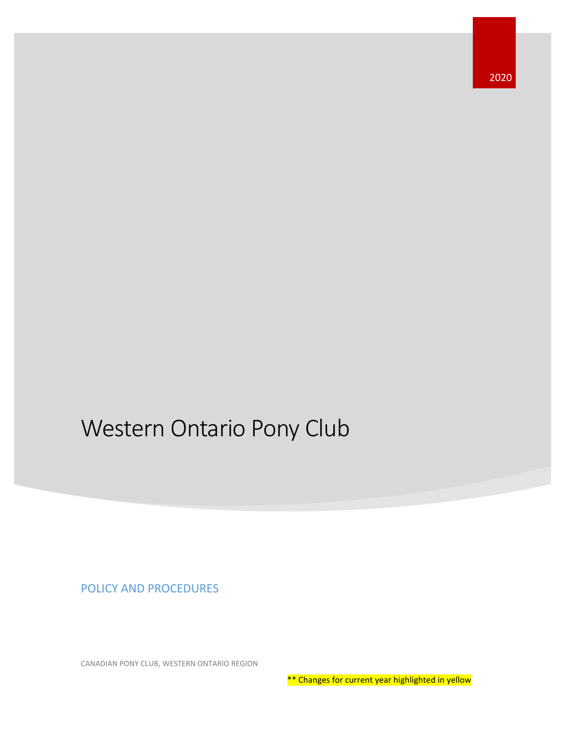2020

# Western Ontario Pony Club

## POLICY AND PROCEDURES

CANADIAN PONY CLUB, WESTERN ONTARIO REGION

** Changes for current year highlighted in yellow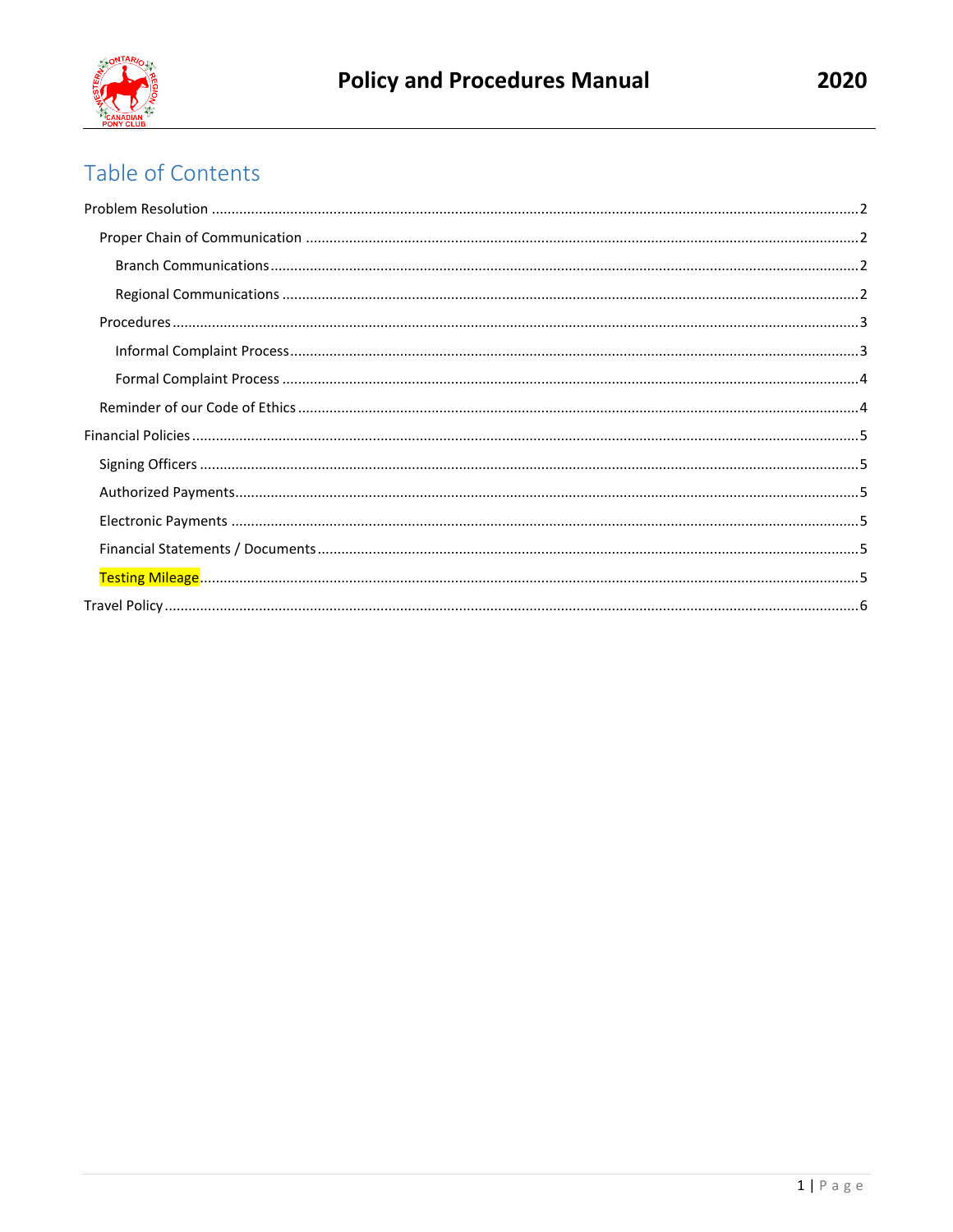# Table of Contents

- Problem Resolution ..... 2
  - Proper Chain of Communication ..... 2
    - Branch Communications ..... 2
    - Regional Communications ..... 2
  - Procedures ..... 3
    - Informal Complaint Process ..... 3
    - Formal Complaint Process ..... 4
  - Reminder of our Code of Ethics ..... 4
- Financial Policies ..... 5
  - Signing Officers ..... 5
  - Authorized Payments ..... 5
  - Electronic Payments ..... 5
  - Financial Statements / Documents ..... 5
  - Testing Mileage ..... 5
- Travel Policy ..... 6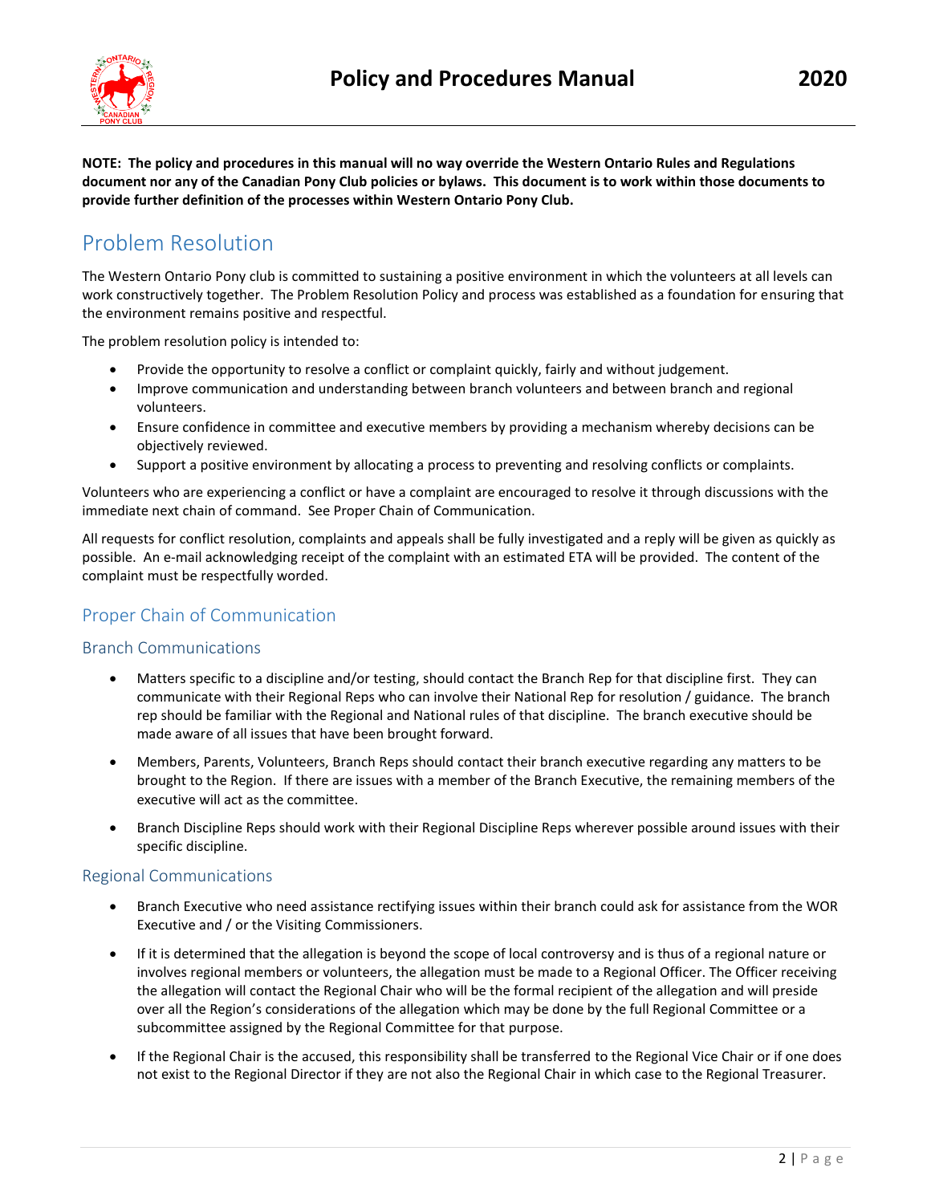**NOTE: The policy and procedures in this manual will no way override the Western Ontario Rules and Regulations document nor any of the Canadian Pony Club policies or bylaws. This document is to work within those documents to provide further definition of the processes within Western Ontario Pony Club.**

# Problem Resolution

The Western Ontario Pony club is committed to sustaining a positive environment in which the volunteers at all levels can work constructively together. The Problem Resolution Policy and process was established as a foundation for ensuring that the environment remains positive and respectful.

The problem resolution policy is intended to:

- Provide the opportunity to resolve a conflict or complaint quickly, fairly and without judgement.
- Improve communication and understanding between branch volunteers and between branch and regional volunteers.
- Ensure confidence in committee and executive members by providing a mechanism whereby decisions can be objectively reviewed.
- Support a positive environment by allocating a process to preventing and resolving conflicts or complaints.

Volunteers who are experiencing a conflict or have a complaint are encouraged to resolve it through discussions with the immediate next chain of command. See Proper Chain of Communication.

All requests for conflict resolution, complaints and appeals shall be fully investigated and a reply will be given as quickly as possible. An e-mail acknowledging receipt of the complaint with an estimated ETA will be provided. The content of the complaint must be respectfully worded.

## Proper Chain of Communication

### Branch Communications

- Matters specific to a discipline and/or testing, should contact the Branch Rep for that discipline first. They can communicate with their Regional Reps who can involve their National Rep for resolution / guidance. The branch rep should be familiar with the Regional and National rules of that discipline. The branch executive should be made aware of all issues that have been brought forward.
- Members, Parents, Volunteers, Branch Reps should contact their branch executive regarding any matters to be brought to the Region. If there are issues with a member of the Branch Executive, the remaining members of the executive will act as the committee.
- Branch Discipline Reps should work with their Regional Discipline Reps wherever possible around issues with their specific discipline.

### Regional Communications

- Branch Executive who need assistance rectifying issues within their branch could ask for assistance from the WOR Executive and / or the Visiting Commissioners.
- If it is determined that the allegation is beyond the scope of local controversy and is thus of a regional nature or involves regional members or volunteers, the allegation must be made to a Regional Officer. The Officer receiving the allegation will contact the Regional Chair who will be the formal recipient of the allegation and will preside over all the Region's considerations of the allegation which may be done by the full Regional Committee or a subcommittee assigned by the Regional Committee for that purpose.
- If the Regional Chair is the accused, this responsibility shall be transferred to the Regional Vice Chair or if one does not exist to the Regional Director if they are not also the Regional Chair in which case to the Regional Treasurer.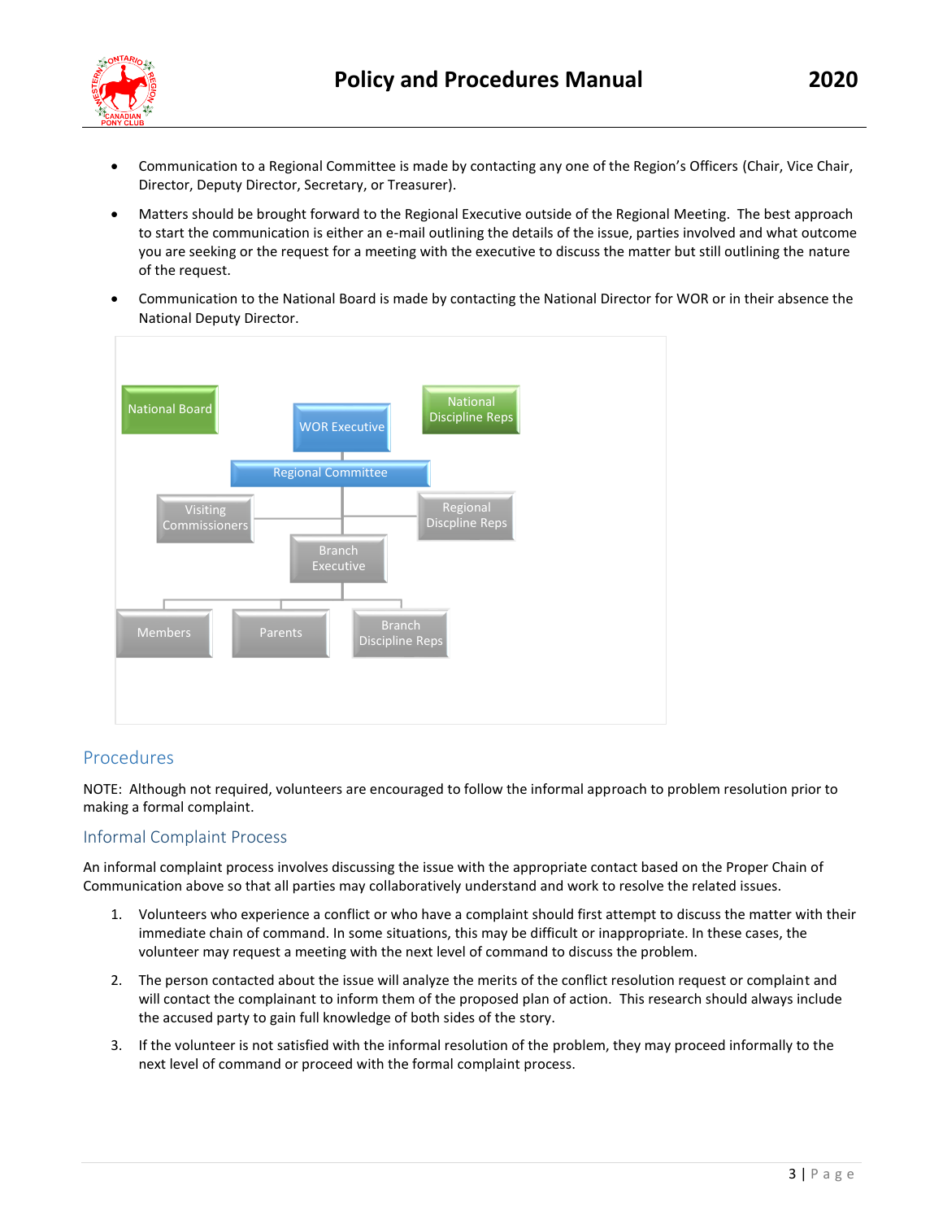- Communication to a Regional Committee is made by contacting any one of the Region's Officers (Chair, Vice Chair, Director, Deputy Director, Secretary, or Treasurer).
- Matters should be brought forward to the Regional Executive outside of the Regional Meeting. The best approach to start the communication is either an e-mail outlining the details of the issue, parties involved and what outcome you are seeking or the request for a meeting with the executive to discuss the matter but still outlining the nature of the request.
- Communication to the National Board is made by contacting the National Director for WOR or in their absence the National Deputy Director.

## Procedures

NOTE: Although not required, volunteers are encouraged to follow the informal approach to problem resolution prior to making a formal complaint.

### Informal Complaint Process

An informal complaint process involves discussing the issue with the appropriate contact based on the Proper Chain of Communication above so that all parties may collaboratively understand and work to resolve the related issues.

1. Volunteers who experience a conflict or who have a complaint should first attempt to discuss the matter with their immediate chain of command. In some situations, this may be difficult or inappropriate. In these cases, the volunteer may request a meeting with the next level of command to discuss the problem.
2. The person contacted about the issue will analyze the merits of the conflict resolution request or complaint and will contact the complainant to inform them of the proposed plan of action. This research should always include the accused party to gain full knowledge of both sides of the story.
3. If the volunteer is not satisfied with the informal resolution of the problem, they may proceed informally to the next level of command or proceed with the formal complaint process.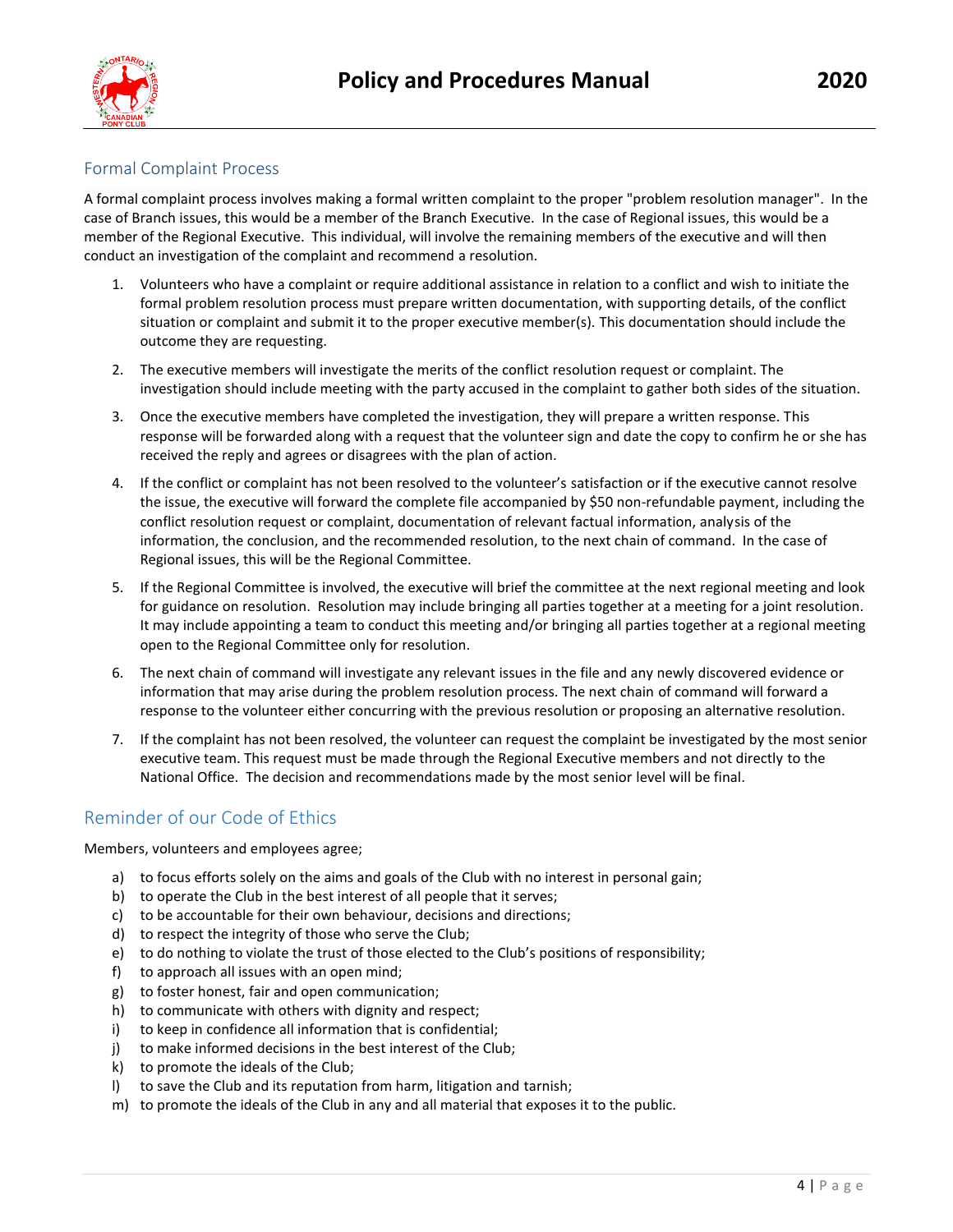## Formal Complaint Process

A formal complaint process involves making a formal written complaint to the proper "problem resolution manager". In the case of Branch issues, this would be a member of the Branch Executive. In the case of Regional issues, this would be a member of the Regional Executive. This individual, will involve the remaining members of the executive and will then conduct an investigation of the complaint and recommend a resolution.

1. Volunteers who have a complaint or require additional assistance in relation to a conflict and wish to initiate the formal problem resolution process must prepare written documentation, with supporting details, of the conflict situation or complaint and submit it to the proper executive member(s). This documentation should include the outcome they are requesting.

2. The executive members will investigate the merits of the conflict resolution request or complaint. The investigation should include meeting with the party accused in the complaint to gather both sides of the situation.

3. Once the executive members have completed the investigation, they will prepare a written response. This response will be forwarded along with a request that the volunteer sign and date the copy to confirm he or she has received the reply and agrees or disagrees with the plan of action.

4. If the conflict or complaint has not been resolved to the volunteer's satisfaction or if the executive cannot resolve the issue, the executive will forward the complete file accompanied by $50 non-refundable payment, including the conflict resolution request or complaint, documentation of relevant factual information, analysis of the information, the conclusion, and the recommended resolution, to the next chain of command. In the case of Regional issues, this will be the Regional Committee.

5. If the Regional Committee is involved, the executive will brief the committee at the next regional meeting and look for guidance on resolution. Resolution may include bringing all parties together at a meeting for a joint resolution. It may include appointing a team to conduct this meeting and/or bringing all parties together at a regional meeting open to the Regional Committee only for resolution.

6. The next chain of command will investigate any relevant issues in the file and any newly discovered evidence or information that may arise during the problem resolution process. The next chain of command will forward a response to the volunteer either concurring with the previous resolution or proposing an alternative resolution.

7. If the complaint has not been resolved, the volunteer can request the complaint be investigated by the most senior executive team. This request must be made through the Regional Executive members and not directly to the National Office. The decision and recommendations made by the most senior level will be final.

## Reminder of our Code of Ethics

Members, volunteers and employees agree;

a) to focus efforts solely on the aims and goals of the Club with no interest in personal gain;
b) to operate the Club in the best interest of all people that it serves;
c) to be accountable for their own behaviour, decisions and directions;
d) to respect the integrity of those who serve the Club;
e) to do nothing to violate the trust of those elected to the Club's positions of responsibility;
f) to approach all issues with an open mind;
g) to foster honest, fair and open communication;
h) to communicate with others with dignity and respect;
i) to keep in confidence all information that is confidential;
j) to make informed decisions in the best interest of the Club;
k) to promote the ideals of the Club;
l) to save the Club and its reputation from harm, litigation and tarnish;
m) to promote the ideals of the Club in any and all material that exposes it to the public.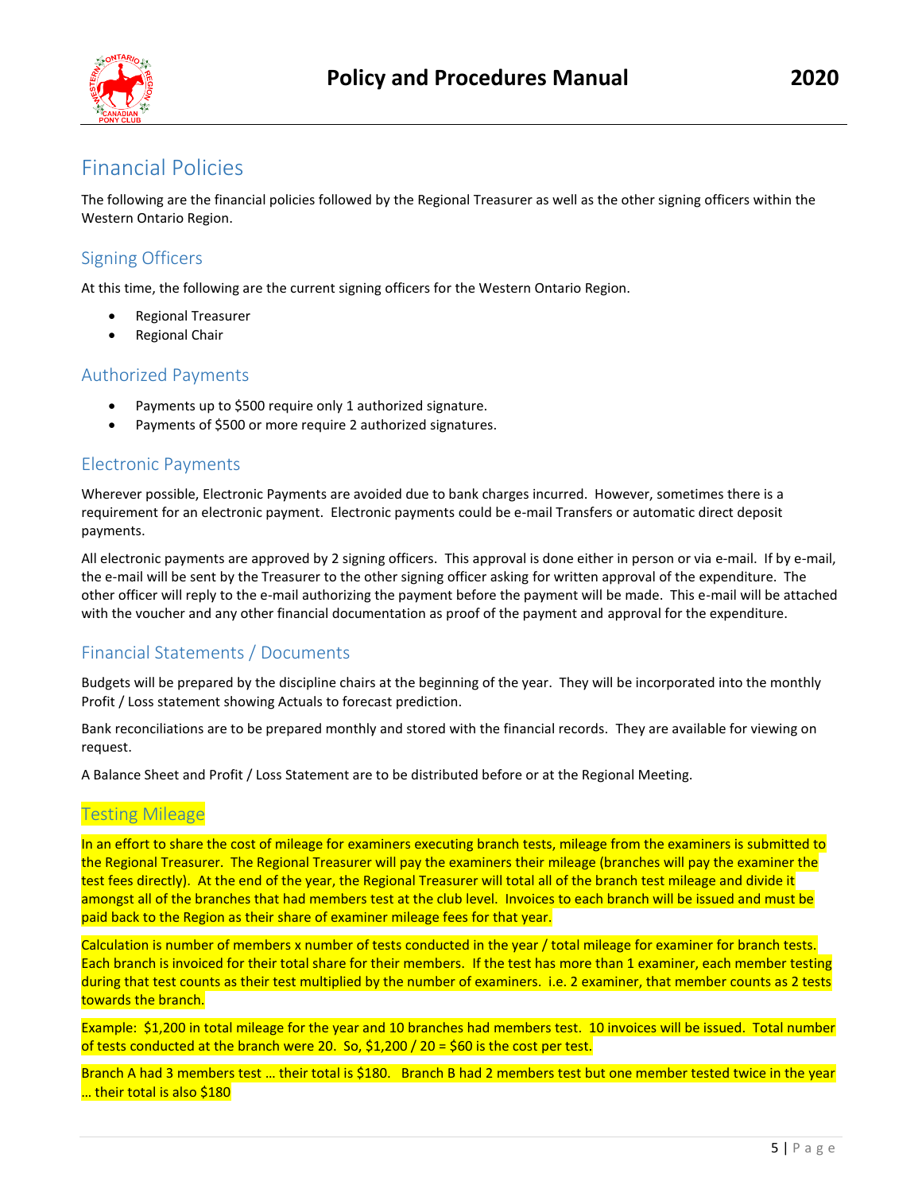# Financial Policies

The following are the financial policies followed by the Regional Treasurer as well as the other signing officers within the Western Ontario Region.

## Signing Officers

At this time, the following are the current signing officers for the Western Ontario Region.

- Regional Treasurer
- Regional Chair

## Authorized Payments

- Payments up to $500 require only 1 authorized signature.
- Payments of $500 or more require 2 authorized signatures.

## Electronic Payments

Wherever possible, Electronic Payments are avoided due to bank charges incurred. However, sometimes there is a requirement for an electronic payment. Electronic payments could be e-mail Transfers or automatic direct deposit payments.

All electronic payments are approved by 2 signing officers. This approval is done either in person or via e-mail. If by e-mail, the e-mail will be sent by the Treasurer to the other signing officer asking for written approval of the expenditure. The other officer will reply to the e-mail authorizing the payment before the payment will be made. This e-mail will be attached with the voucher and any other financial documentation as proof of the payment and approval for the expenditure.

## Financial Statements / Documents

Budgets will be prepared by the discipline chairs at the beginning of the year. They will be incorporated into the monthly Profit / Loss statement showing Actuals to forecast prediction.

Bank reconciliations are to be prepared monthly and stored with the financial records. They are available for viewing on request.

A Balance Sheet and Profit / Loss Statement are to be distributed before or at the Regional Meeting.

## Testing Mileage

In an effort to share the cost of mileage for examiners executing branch tests, mileage from the examiners is submitted to the Regional Treasurer. The Regional Treasurer will pay the examiners their mileage (branches will pay the examiner the test fees directly). At the end of the year, the Regional Treasurer will total all of the branch test mileage and divide it amongst all of the branches that had members test at the club level. Invoices to each branch will be issued and must be paid back to the Region as their share of examiner mileage fees for that year.

Calculation is number of members x number of tests conducted in the year / total mileage for examiner for branch tests. Each branch is invoiced for their total share for their members. If the test has more than 1 examiner, each member testing during that test counts as their test multiplied by the number of examiners. i.e. 2 examiner, that member counts as 2 tests towards the branch.

Example: $1,200 in total mileage for the year and 10 branches had members test. 10 invoices will be issued. Total number of tests conducted at the branch were 20. So, $1,200 / 20 = $60 is the cost per test.

Branch A had 3 members test … their total is $180. Branch B had 2 members test but one member tested twice in the year … their total is also $180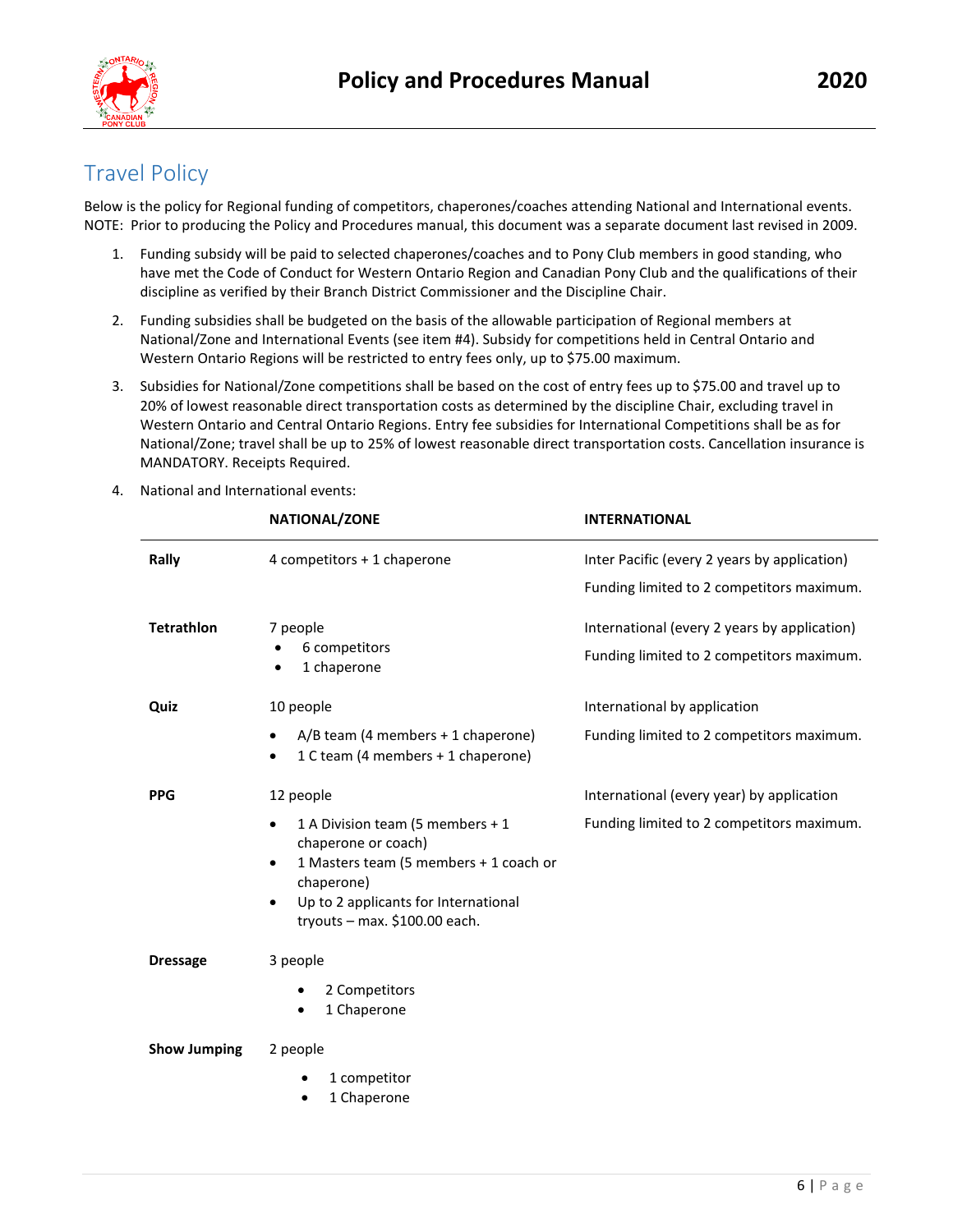## Travel Policy

Below is the policy for Regional funding of competitors, chaperones/coaches attending National and International events. NOTE: Prior to producing the Policy and Procedures manual, this document was a separate document last revised in 2009.

1. Funding subsidy will be paid to selected chaperones/coaches and to Pony Club members in good standing, who have met the Code of Conduct for Western Ontario Region and Canadian Pony Club and the qualifications of their discipline as verified by their Branch District Commissioner and the Discipline Chair.
2. Funding subsidies shall be budgeted on the basis of the allowable participation of Regional members at National/Zone and International Events (see item #4). Subsidy for competitions held in Central Ontario and Western Ontario Regions will be restricted to entry fees only, up to $75.00 maximum.
3. Subsidies for National/Zone competitions shall be based on the cost of entry fees up to $75.00 and travel up to 20% of lowest reasonable direct transportation costs as determined by the discipline Chair, excluding travel in Western Ontario and Central Ontario Regions. Entry fee subsidies for International Competitions shall be as for National/Zone; travel shall be up to 25% of lowest reasonable direct transportation costs. Cancellation insurance is MANDATORY. Receipts Required.
4. National and International events:

| | NATIONAL/ZONE | INTERNATIONAL |
|---|---|---|
| **Rally** | 4 competitors + 1 chaperone | Inter Pacific (every 2 years by application)<br>Funding limited to 2 competitors maximum. |
| **Tetrathlon** | 7 people<br>• 6 competitors<br>• 1 chaperone | International (every 2 years by application)<br>Funding limited to 2 competitors maximum. |
| **Quiz** | 10 people<br>• A/B team (4 members + 1 chaperone)<br>• 1 C team (4 members + 1 chaperone) | International by application<br>Funding limited to 2 competitors maximum. |
| **PPG** | 12 people<br>• 1 A Division team (5 members + 1 chaperone or coach)<br>• 1 Masters team (5 members + 1 coach or chaperone)<br>• Up to 2 applicants for International tryouts – max. $100.00 each. | International (every year) by application<br>Funding limited to 2 competitors maximum. |
| **Dressage** | 3 people<br>• 2 Competitors<br>• 1 Chaperone | |
| **Show Jumping** | 2 people<br>• 1 competitor<br>• 1 Chaperone | |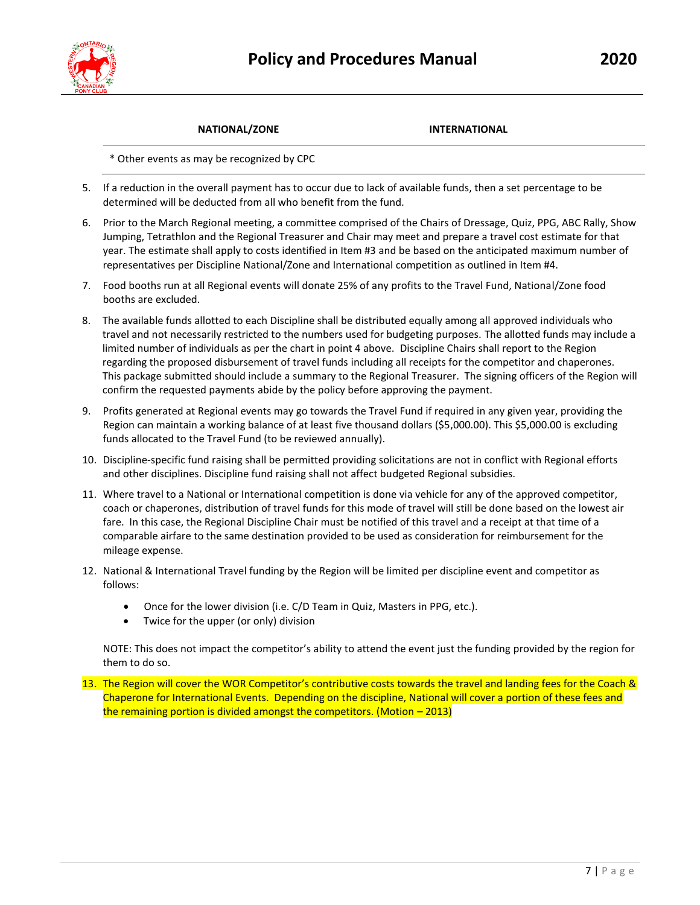| NATIONAL/ZONE | INTERNATIONAL |
|---|---|
| * Other events as may be recognized by CPC | |

5. If a reduction in the overall payment has to occur due to lack of available funds, then a set percentage to be determined will be deducted from all who benefit from the fund.

6. Prior to the March Regional meeting, a committee comprised of the Chairs of Dressage, Quiz, PPG, ABC Rally, Show Jumping, Tetrathlon and the Regional Treasurer and Chair may meet and prepare a travel cost estimate for that year. The estimate shall apply to costs identified in Item #3 and be based on the anticipated maximum number of representatives per Discipline National/Zone and International competition as outlined in Item #4.

7. Food booths run at all Regional events will donate 25% of any profits to the Travel Fund, National/Zone food booths are excluded.

8. The available funds allotted to each Discipline shall be distributed equally among all approved individuals who travel and not necessarily restricted to the numbers used for budgeting purposes. The allotted funds may include a limited number of individuals as per the chart in point 4 above. Discipline Chairs shall report to the Region regarding the proposed disbursement of travel funds including all receipts for the competitor and chaperones. This package submitted should include a summary to the Regional Treasurer. The signing officers of the Region will confirm the requested payments abide by the policy before approving the payment.

9. Profits generated at Regional events may go towards the Travel Fund if required in any given year, providing the Region can maintain a working balance of at least five thousand dollars ($5,000.00). This $5,000.00 is excluding funds allocated to the Travel Fund (to be reviewed annually).

10. Discipline-specific fund raising shall be permitted providing solicitations are not in conflict with Regional efforts and other disciplines. Discipline fund raising shall not affect budgeted Regional subsidies.

11. Where travel to a National or International competition is done via vehicle for any of the approved competitor, coach or chaperones, distribution of travel funds for this mode of travel will still be done based on the lowest air fare. In this case, the Regional Discipline Chair must be notified of this travel and a receipt at that time of a comparable airfare to the same destination provided to be used as consideration for reimbursement for the mileage expense.

12. National & International Travel funding by the Region will be limited per discipline event and competitor as follows:

    - Once for the lower division (i.e. C/D Team in Quiz, Masters in PPG, etc.).
    - Twice for the upper (or only) division

    NOTE: This does not impact the competitor's ability to attend the event just the funding provided by the region for them to do so.

13. The Region will cover the WOR Competitor's contributive costs towards the travel and landing fees for the Coach & Chaperone for International Events. Depending on the discipline, National will cover a portion of these fees and the remaining portion is divided amongst the competitors. (Motion – 2013)